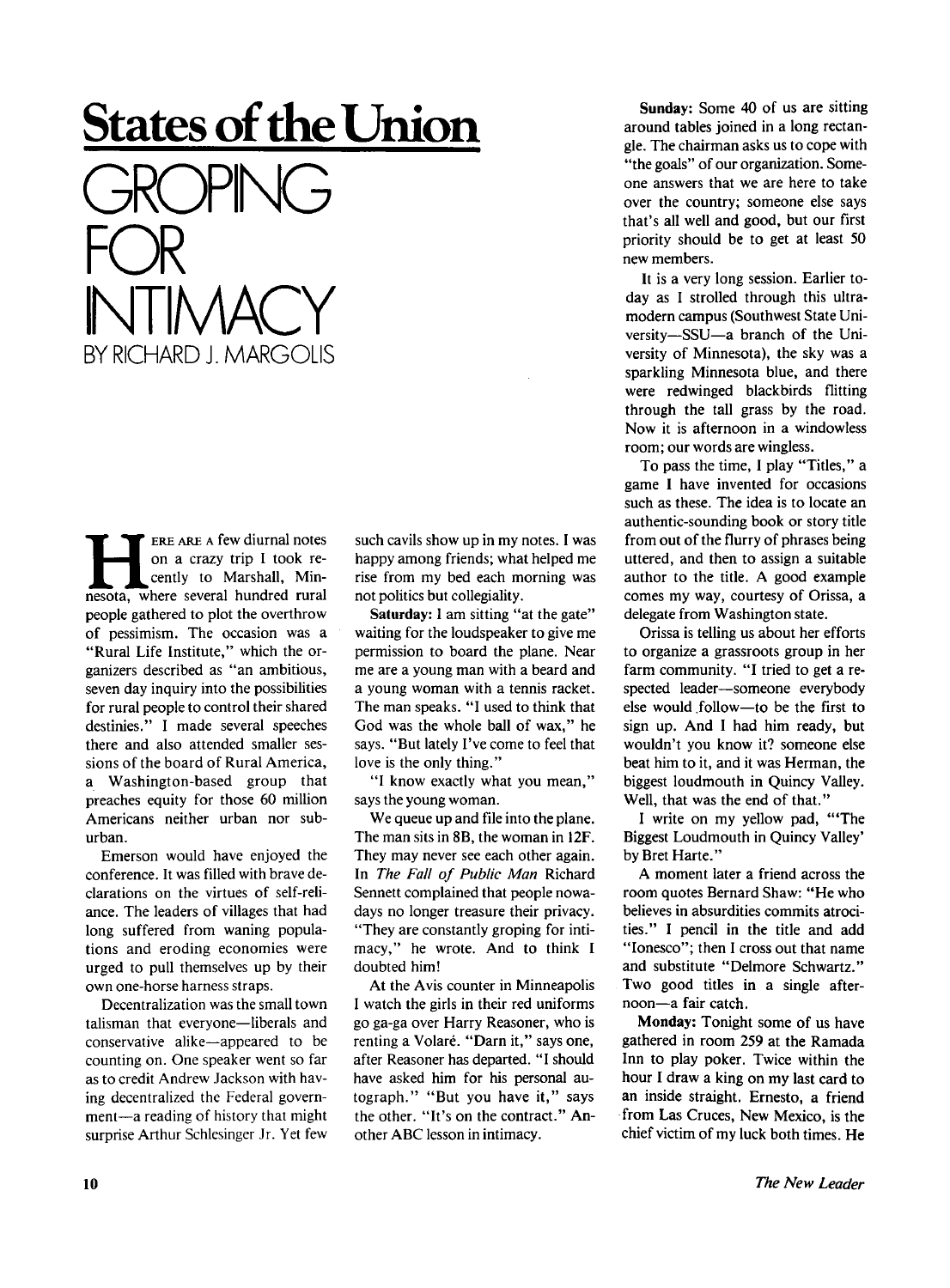## States of the Union

# GROPING FOR INTIMACY

BY RICHARD J. MARGOLIS

HERE ARE A few diurnal notes on a crazy trip I took recently to Marshall, Minnesota, where several hundred rural people gathered to plot the overthrow of pessimism. The occasion was a "Rural Life Institute," which the organizers described as "an ambitious, seven day inquiry into the possibilities for rural people to control their shared destinies." I made several speeches there and also attended smaller sessions of the board of Rural America, a Washington-based group that preaches equity for those 60 million Americans neither urban nor suburban.

Emerson would have enjoyed the conference. It was filled with brave declarations on the virtues of self-reliance. The leaders of villages that had long suffered from waning populations and eroding economies were urged to pull themselves up by their own one-horse harness straps.

Decentralization was the small town talisman that everyone—liberals and conservative alike—appeared to be counting on. One speaker went so far as to credit Andrew Jackson with having decentralized the Federal government—a reading of history that might surprise Arthur Schlesinger Jr. Yet few such cavils show up in my notes. I was happy among friends; what helped me rise from my bed each morning was not politics but collegiality.

**Saturday:** I am sitting "at the gate" waiting for the loudspeaker to give me permission to board the plane. Near me are a young man with a beard and a young woman with a tennis racket. The man speaks. "I used to think that God was the whole ball of wax," he says. "But lately I've come to feel that love is the only thing."

"I know exactly what you mean," says the young woman.

We queue up and file into the plane. The man sits in 8B, the woman in 12F. They may never see each other again. In *The Fall of Public Man* Richard Sennett complained that people nowadays no longer treasure their privacy. "They are constantly groping for intimacy," he wrote. And to think I doubted him!

At the Avis counter in Minneapolis I watch the girls in their red uniforms go ga-ga over Harry Reasoner, who is renting a Volaré. "Darn it," says one, after Reasoner has departed. "I should have asked him for his personal autograph." "But you have it," says the other. "It's on the contract." Another ABC lesson in intimacy.

**Sunday:** Some 40 of us are sitting around tables joined in a long rectangle. The chairman asks us to cope with "the goals" of our organization. Someone answers that we are here to take over the country; someone else says that's all well and good, but our first priority should be to get at least 50 new members.

It is a very long session. Earlier today as I strolled through this ultramodern campus (Southwest State University—SSU—a branch of the University of Minnesota), the sky was a sparkling Minnesota blue, and there were redwinged blackbirds flitting through the tall grass by the road. Now it is afternoon in a windowless room; our words are wingless.

To pass the time, I play "Titles," a game I have invented for occasions such as these. The idea is to locate an authentic-sounding book or story title from out of the flurry of phrases being uttered, and then to assign a suitable author to the title. A good example comes my way, courtesy of Orissa, a delegate from Washington state.

Orissa is telling us about her efforts to organize a grassroots group in her farm community. "I tried to get a respected leader—someone everybody else would follow—to be the first to sign up. And I had him ready, but wouldn't you know it? someone else beat him to it, and it was Herman, the biggest loudmouth in Quincy Valley. Well, that was the end of that."

I write on my yellow pad, "'The Biggest Loudmouth in Quincy Valley' by Bret Harte."

A moment later a friend across the room quotes Bernard Shaw: "He who believes in absurdities commits atrocities." I pencil in the title and add "Ionesco"; then I cross out that name and substitute "Delmore Schwartz." Two good titles in a single afternoon—a fair catch.

**Monday:** Tonight some of us have gathered in room 259 at the Ramada Inn to play poker. Twice within the hour I draw a king on my last card to an inside straight. Ernesto, a friend from Las Cruces, New Mexico, is the chief victim of my luck both times. He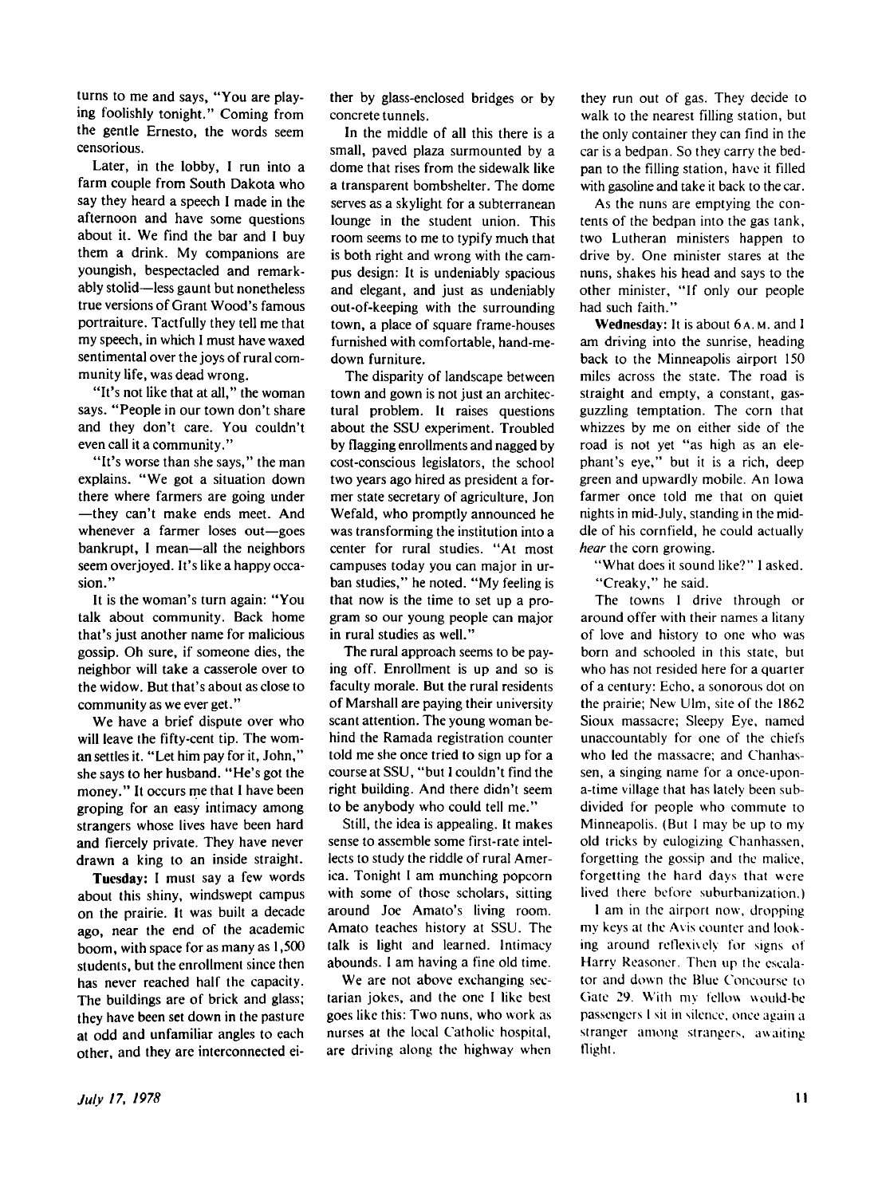turns to me and says, "You are playing foolishly tonight." Coming from the gentle Ernesto, the words seem censorious.

Later, in the lobby, I run into a farm couple from South Dakota who say they heard a speech I made in the afternoon and have some questions about it. We find the bar and I buy them a drink. My companions are youngish, bespectacled and remarkably stolid—less gaunt but nonetheless true versions of Grant Wood's famous portraiture. Tactfully they tell me that my speech, in which I must have waxed sentimental over the joys of rural community life, was dead wrong.

"It's not like that at all," the woman says. "People in our town don't share and they don't care. You couldn't even call it a community."

"It's worse than she says," the man explains. "We got a situation down there where farmers are going under—they can't make ends meet. And whenever a farmer loses out—goes bankrupt, I mean—all the neighbors seem overjoyed. It's like a happy occasion."

It is the woman's turn again: "You talk about community. Back home that's just another name for malicious gossip. Oh sure, if someone dies, the neighbor will take a casserole over to the widow. But that's about as close to community as we ever get."

We have a brief dispute over who will leave the fifty-cent tip. The woman settles it. "Let him pay for it, John," she says to her husband. "He's got the money." It occurs me that I have been groping for an easy intimacy among strangers whose lives have been hard and fiercely private. They have never drawn a king to an inside straight.

**Tuesday:** I must say a few words about this shiny, windswept campus on the prairie. It was built a decade ago, near the end of the academic boom, with space for as many as 1,500 students, but the enrollment since then has never reached half the capacity. The buildings are of brick and glass; they have been set down in the pasture at odd and unfamiliar angles to each other, and they are interconnected either by glass-enclosed bridges or by concrete tunnels.

In the middle of all this there is a small, paved plaza surmounted by a dome that rises from the sidewalk like a transparent bombshelter. The dome serves as a skylight for a subterranean lounge in the student union. This room seems to me to typify much that is both right and wrong with the campus design: It is undeniably spacious and elegant, and just as undeniably out-of-keeping with the surrounding town, a place of square frame-houses furnished with comfortable, hand-me-down furniture.

The disparity of landscape between town and gown is not just an architectural problem. It raises questions about the SSU experiment. Troubled by flagging enrollments and nagged by cost-conscious legislators, the school two years ago hired as president a former state secretary of agriculture, Jon Wefald, who promptly announced he was transforming the institution into a center for rural studies. "At most campuses today you can major in urban studies," he noted. "My feeling is that now is the time to set up a program so our young people can major in rural studies as well."

The rural approach seems to be paying off. Enrollment is up and so is faculty morale. But the rural residents of Marshall are paying their university scant attention. The young woman behind the Ramada registration counter told me she once tried to sign up for a course at SSU, "but I couldn't find the right building. And there didn't seem to be anybody who could tell me."

Still, the idea is appealing. It makes sense to assemble some first-rate intellects to study the riddle of rural America. Tonight I am munching popcorn with some of those scholars, sitting around Joe Amato's living room. Amato teaches history at SSU. The talk is light and learned. Intimacy abounds. I am having a fine old time.

We are not above exchanging sectarian jokes, and the one I like best goes like this: Two nuns, who work as nurses at the local Catholic hospital, are driving along the highway when they run out of gas. They decide to walk to the nearest filling station, but the only container they can find in the car is a bedpan. So they carry the bedpan to the filling station, have it filled with gasoline and take it back to the car.

As the nuns are emptying the contents of the bedpan into the gas tank, two Lutheran ministers happen to drive by. One minister stares at the nuns, shakes his head and says to the other minister, "If only our people had such faith."

**Wednesday:** It is about 6 A.M. and I am driving into the sunrise, heading back to the Minneapolis airport 150 miles across the state. The road is straight and empty, a constant, gas-guzzling temptation. The corn that whizzes by me on either side of the road is not yet "as high as an elephant's eye," but it is a rich, deep green and upwardly mobile. An Iowa farmer once told me that on quiet nights in mid-July, standing in the middle of his cornfield, he could actually *hear* the corn growing.

"What does it sound like?" I asked.

"Creaky," he said.

The towns I drive through or around offer with their names a litany of love and history to one who was born and schooled in this state, but who has not resided here for a quarter of a century: Echo, a sonorous dot on the prairie; New Ulm, site of the 1862 Sioux massacre; Sleepy Eye, named unaccountably for one of the chiefs who led the massacre; and Chanhassen, a singing name for a once-upon-a-time village that has lately been subdivided for people who commute to Minneapolis. (But I may be up to my old tricks by eulogizing Chanhassen, forgetting the gossip and the malice, forgetting the hard days that were lived there before suburbanization.)

I am in the airport now, dropping my keys at the Avis counter and looking around reflexively for signs of Harry Reasoner. Then up the escalator and down the Blue Concourse to Gate 29. With my fellow would-be passengers I sit in silence, once again a stranger among strangers, awaiting flight.